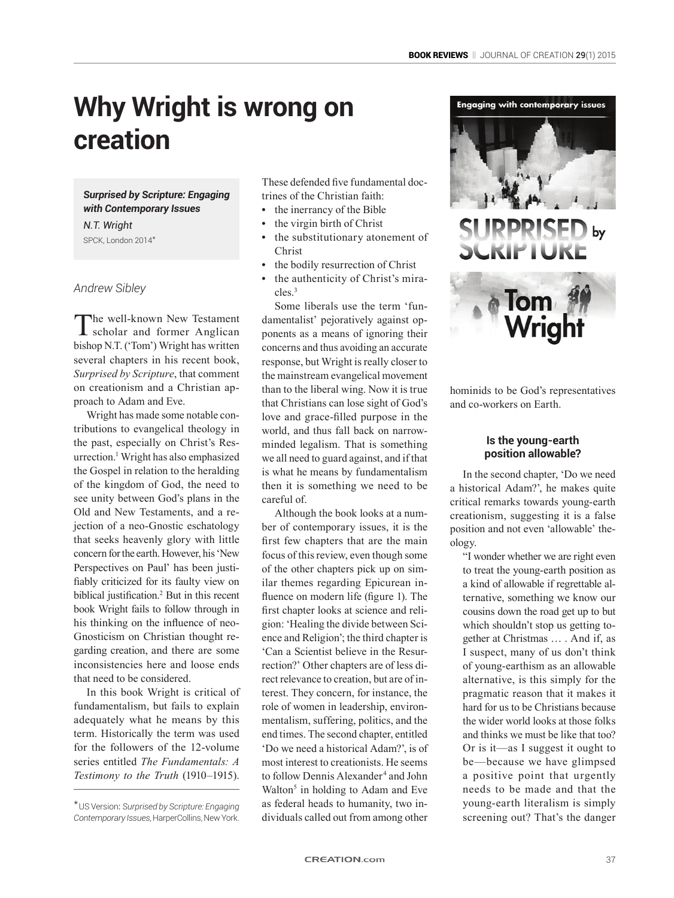# Why Wright is wrong on creation

***Surprised by Scripture: Engaging with Contemporary Issues***
*N.T. Wright*
SPCK, London 2014*

*Andrew Sibley*

The well-known New Testament scholar and former Anglican bishop N.T. ('Tom') Wright has written several chapters in his recent book, *Surprised by Scripture*, that comment on creationism and a Christian approach to Adam and Eve.

Wright has made some notable contributions to evangelical theology in the past, especially on Christ's Resurrection.[1] Wright has also emphasized the Gospel in relation to the heralding of the kingdom of God, the need to see unity between God's plans in the Old and New Testaments, and a rejection of a neo-Gnostic eschatology that seeks heavenly glory with little concern for the earth. However, his 'New Perspectives on Paul' has been justifiably criticized for its faulty view on biblical justification.[2] But in this recent book Wright fails to follow through in his thinking on the influence of neo-Gnosticism on Christian thought regarding creation, and there are some inconsistencies here and loose ends that need to be considered.

In this book Wright is critical of fundamentalism, but fails to explain adequately what he means by this term. Historically the term was used for the followers of the 12-volume series entitled *The Fundamentals: A Testimony to the Truth* (1910–1915). These defended five fundamental doctrines of the Christian faith:

- the inerrancy of the Bible
- the virgin birth of Christ
- the substitutionary atonement of Christ
- the bodily resurrection of Christ
- the authenticity of Christ's miracles.[3]

Some liberals use the term 'fundamentalist' pejoratively against opponents as a means of ignoring their concerns and thus avoiding an accurate response, but Wright is really closer to the mainstream evangelical movement than to the liberal wing. Now it is true that Christians can lose sight of God's love and grace-filled purpose in the world, and thus fall back on narrow-minded legalism. That is something we all need to guard against, and if that is what he means by fundamentalism then it is something we need to be careful of.

Although the book looks at a number of contemporary issues, it is the first few chapters that are the main focus of this review, even though some of the other chapters pick up on similar themes regarding Epicurean influence on modern life (figure 1). The first chapter looks at science and religion: 'Healing the divide between Science and Religion'; the third chapter is 'Can a Scientist believe in the Resurrection?' Other chapters are of less direct relevance to creation, but are of interest. They concern, for instance, the role of women in leadership, environmentalism, suffering, politics, and the end times. The second chapter, entitled 'Do we need a historical Adam?', is of most interest to creationists. He seems to follow Dennis Alexander[4] and John Walton[5] in holding to Adam and Eve as federal heads to humanity, two individuals called out from among other hominids to be God's representatives and co-workers on Earth.

### Is the young-earth position allowable?

In the second chapter, 'Do we need a historical Adam?', he makes quite critical remarks towards young-earth creationism, suggesting it is a false position and not even 'allowable' theology.

> "I wonder whether we are right even to treat the young-earth position as a kind of allowable if regrettable alternative, something we know our cousins down the road get up to but which shouldn't stop us getting together at Christmas … . And if, as I suspect, many of us don't think of young-earthism as an allowable alternative, is this simply for the pragmatic reason that it makes it hard for us to be Christians because the wider world looks at those folks and thinks we must be like that too? Or is it—as I suggest it ought to be—because we have glimpsed a positive point that urgently needs to be made and that the young-earth literalism is simply screening out? That's the danger

*US Version: *Surprised by Scripture: Engaging Contemporary Issues*, HarperCollins, New York.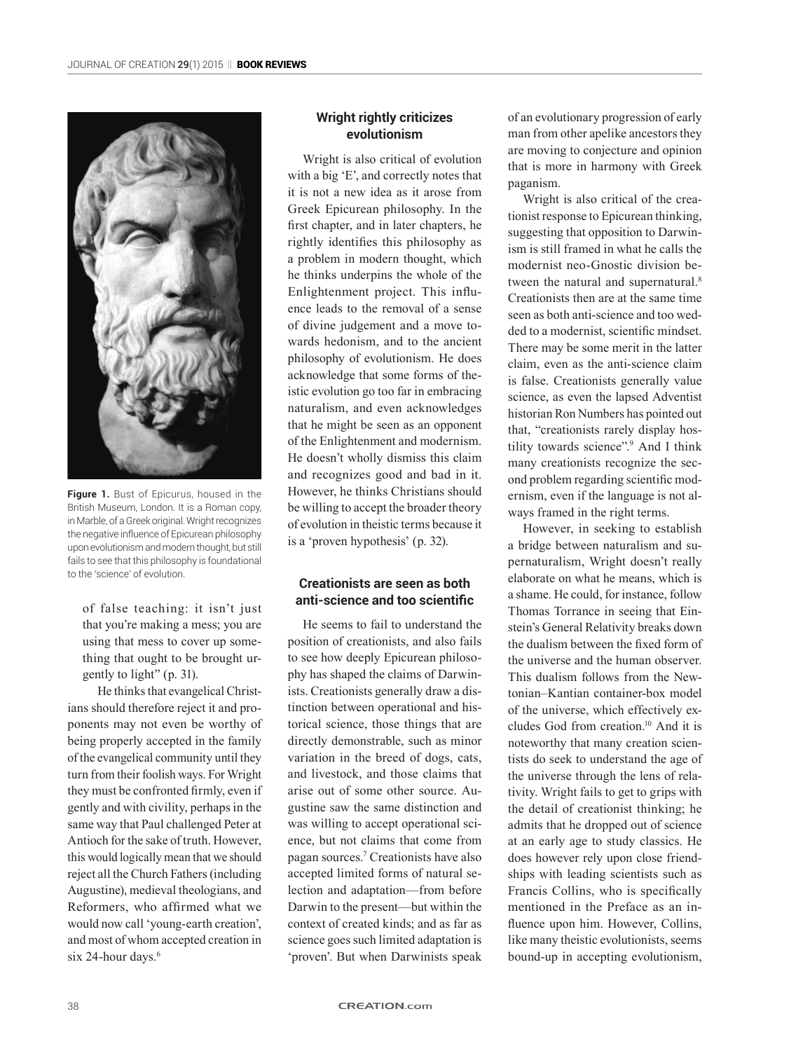**Figure 1.** Bust of Epicurus, housed in the British Museum, London. It is a Roman copy, in Marble, of a Greek original. Wright recognizes the negative influence of Epicurean philosophy upon evolutionism and modern thought, but still fails to see that this philosophy is foundational to the 'science' of evolution.

of false teaching: it isn't just that you're making a mess; you are using that mess to cover up something that ought to be brought urgently to light" (p. 31).

He thinks that evangelical Christians should therefore reject it and proponents may not even be worthy of being properly accepted in the family of the evangelical community until they turn from their foolish ways. For Wright they must be confronted firmly, even if gently and with civility, perhaps in the same way that Paul challenged Peter at Antioch for the sake of truth. However, this would logically mean that we should reject all the Church Fathers (including Augustine), medieval theologians, and Reformers, who affirmed what we would now call 'young-earth creation', and most of whom accepted creation in six 24-hour days.[6]

### Wright rightly criticizes evolutionism

Wright is also critical of evolution with a big 'E', and correctly notes that it is not a new idea as it arose from Greek Epicurean philosophy. In the first chapter, and in later chapters, he rightly identifies this philosophy as a problem in modern thought, which he thinks underpins the whole of the Enlightenment project. This influence leads to the removal of a sense of divine judgement and a move towards hedonism, and to the ancient philosophy of evolutionism. He does acknowledge that some forms of theistic evolution go too far in embracing naturalism, and even acknowledges that he might be seen as an opponent of the Enlightenment and modernism. He doesn't wholly dismiss this claim and recognizes good and bad in it. However, he thinks Christians should be willing to accept the broader theory of evolution in theistic terms because it is a 'proven hypothesis' (p. 32).

### Creationists are seen as both anti-science and too scientific

He seems to fail to understand the position of creationists, and also fails to see how deeply Epicurean philosophy has shaped the claims of Darwinists. Creationists generally draw a distinction between operational and historical science, those things that are directly demonstrable, such as minor variation in the breed of dogs, cats, and livestock, and those claims that arise out of some other source. Augustine saw the same distinction and was willing to accept operational science, but not claims that come from pagan sources.[7] Creationists have also accepted limited forms of natural selection and adaptation—from before Darwin to the present—but within the context of created kinds; and as far as science goes such limited adaptation is 'proven'. But when Darwinists speak of an evolutionary progression of early man from other apelike ancestors they are moving to conjecture and opinion that is more in harmony with Greek paganism.

Wright is also critical of the creationist response to Epicurean thinking, suggesting that opposition to Darwinism is still framed in what he calls the modernist neo-Gnostic division between the natural and supernatural.[8] Creationists then are at the same time seen as both anti-science and too wedded to a modernist, scientific mindset. There may be some merit in the latter claim, even as the anti-science claim is false. Creationists generally value science, as even the lapsed Adventist historian Ron Numbers has pointed out that, "creationists rarely display hostility towards science".[9] And I think many creationists recognize the second problem regarding scientific modernism, even if the language is not always framed in the right terms.

However, in seeking to establish a bridge between naturalism and supernaturalism, Wright doesn't really elaborate on what he means, which is a shame. He could, for instance, follow Thomas Torrance in seeing that Einstein's General Relativity breaks down the dualism between the fixed form of the universe and the human observer. This dualism follows from the Newtonian–Kantian container-box model of the universe, which effectively excludes God from creation.[10] And it is noteworthy that many creation scientists do seek to understand the age of the universe through the lens of relativity. Wright fails to get to grips with the detail of creationist thinking; he admits that he dropped out of science at an early age to study classics. He does however rely upon close friendships with leading scientists such as Francis Collins, who is specifically mentioned in the Preface as an influence upon him. However, Collins, like many theistic evolutionists, seems bound-up in accepting evolutionism,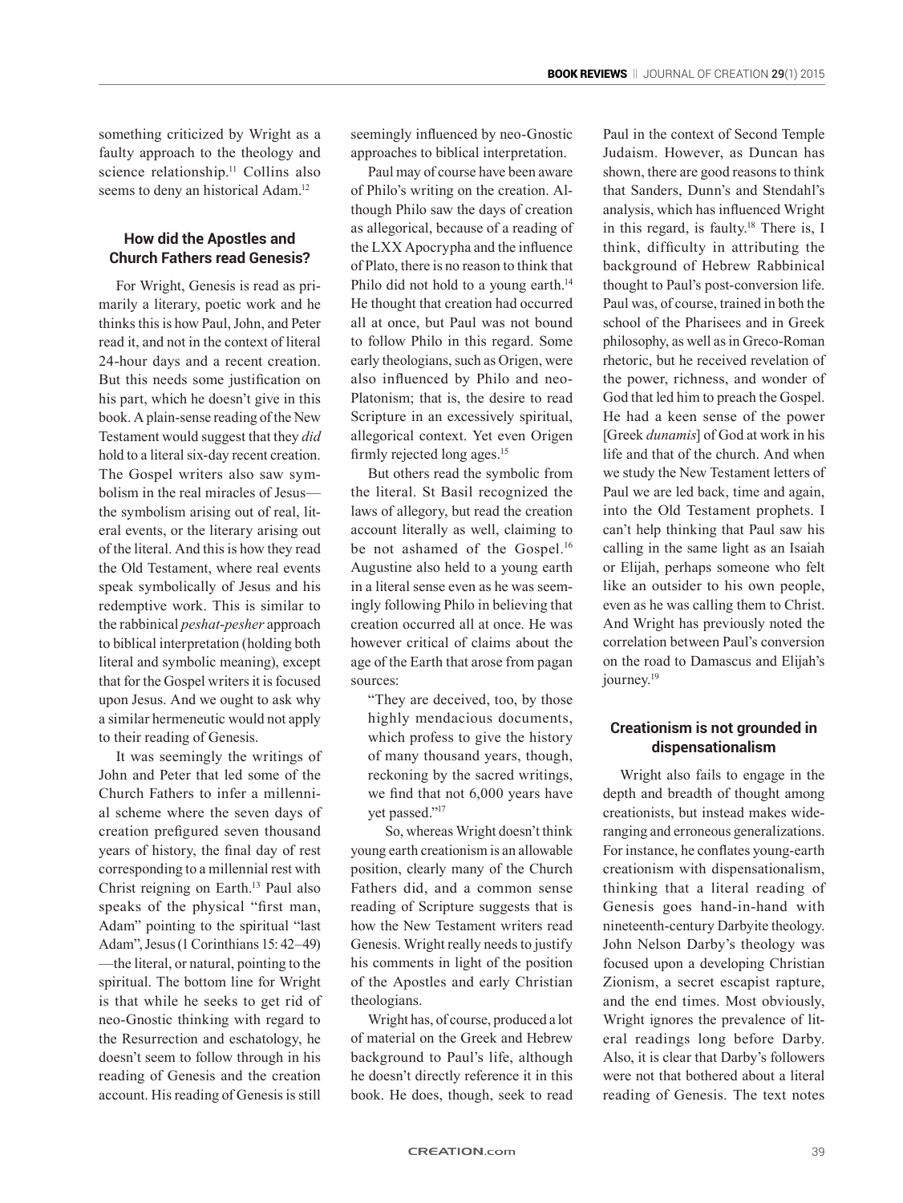something criticized by Wright as a faulty approach to the theology and science relationship.[11] Collins also seems to deny an historical Adam.[12]

## How did the Apostles and Church Fathers read Genesis?

For Wright, Genesis is read as primarily a literary, poetic work and he thinks this is how Paul, John, and Peter read it, and not in the context of literal 24-hour days and a recent creation. But this needs some justification on his part, which he doesn't give in this book. A plain-sense reading of the New Testament would suggest that they *did* hold to a literal six-day recent creation. The Gospel writers also saw symbolism in the real miracles of Jesus—the symbolism arising out of real, literal events, or the literary arising out of the literal. And this is how they read the Old Testament, where real events speak symbolically of Jesus and his redemptive work. This is similar to the rabbinical *peshat-pesher* approach to biblical interpretation (holding both literal and symbolic meaning), except that for the Gospel writers it is focused upon Jesus. And we ought to ask why a similar hermeneutic would not apply to their reading of Genesis.

It was seemingly the writings of John and Peter that led some of the Church Fathers to infer a millennial scheme where the seven days of creation prefigured seven thousand years of history, the final day of rest corresponding to a millennial rest with Christ reigning on Earth.[13] Paul also speaks of the physical "first man, Adam" pointing to the spiritual "last Adam", Jesus (1 Corinthians 15: 42–49)—the literal, or natural, pointing to the spiritual. The bottom line for Wright is that while he seeks to get rid of neo-Gnostic thinking with regard to the Resurrection and eschatology, he doesn't seem to follow through in his reading of Genesis and the creation account. His reading of Genesis is still seemingly influenced by neo-Gnostic approaches to biblical interpretation.

Paul may of course have been aware of Philo's writing on the creation. Although Philo saw the days of creation as allegorical, because of a reading of the LXX Apocrypha and the influence of Plato, there is no reason to think that Philo did not hold to a young earth.[14] He thought that creation had occurred all at once, but Paul was not bound to follow Philo in this regard. Some early theologians, such as Origen, were also influenced by Philo and neo-Platonism; that is, the desire to read Scripture in an excessively spiritual, allegorical context. Yet even Origen firmly rejected long ages.[15]

But others read the symbolic from the literal. St Basil recognized the laws of allegory, but read the creation account literally as well, claiming to be not ashamed of the Gospel.[16] Augustine also held to a young earth in a literal sense even as he was seemingly following Philo in believing that creation occurred all at once. He was however critical of claims about the age of the Earth that arose from pagan sources:

> "They are deceived, too, by those highly mendacious documents, which profess to give the history of many thousand years, though, reckoning by the sacred writings, we find that not 6,000 years have yet passed."[17]

So, whereas Wright doesn't think young earth creationism is an allowable position, clearly many of the Church Fathers did, and a common sense reading of Scripture suggests that is how the New Testament writers read Genesis. Wright really needs to justify his comments in light of the position of the Apostles and early Christian theologians.

Wright has, of course, produced a lot of material on the Greek and Hebrew background to Paul's life, although he doesn't directly reference it in this book. He does, though, seek to read Paul in the context of Second Temple Judaism. However, as Duncan has shown, there are good reasons to think that Sanders, Dunn's and Stendahl's analysis, which has influenced Wright in this regard, is faulty.[18] There is, I think, difficulty in attributing the background of Hebrew Rabbinical thought to Paul's post-conversion life. Paul was, of course, trained in both the school of the Pharisees and in Greek philosophy, as well as in Greco-Roman rhetoric, but he received revelation of the power, richness, and wonder of God that led him to preach the Gospel. He had a keen sense of the power [Greek *dunamis*] of God at work in his life and that of the church. And when we study the New Testament letters of Paul we are led back, time and again, into the Old Testament prophets. I can't help thinking that Paul saw his calling in the same light as an Isaiah or Elijah, perhaps someone who felt like an outsider to his own people, even as he was calling them to Christ. And Wright has previously noted the correlation between Paul's conversion on the road to Damascus and Elijah's journey.[19]

## Creationism is not grounded in dispensationalism

Wright also fails to engage in the depth and breadth of thought among creationists, but instead makes wide-ranging and erroneous generalizations. For instance, he conflates young-earth creationism with dispensationalism, thinking that a literal reading of Genesis goes hand-in-hand with nineteenth-century Darbyite theology. John Nelson Darby's theology was focused upon a developing Christian Zionism, a secret escapist rapture, and the end times. Most obviously, Wright ignores the prevalence of literal readings long before Darby. Also, it is clear that Darby's followers were not that bothered about a literal reading of Genesis. The text notes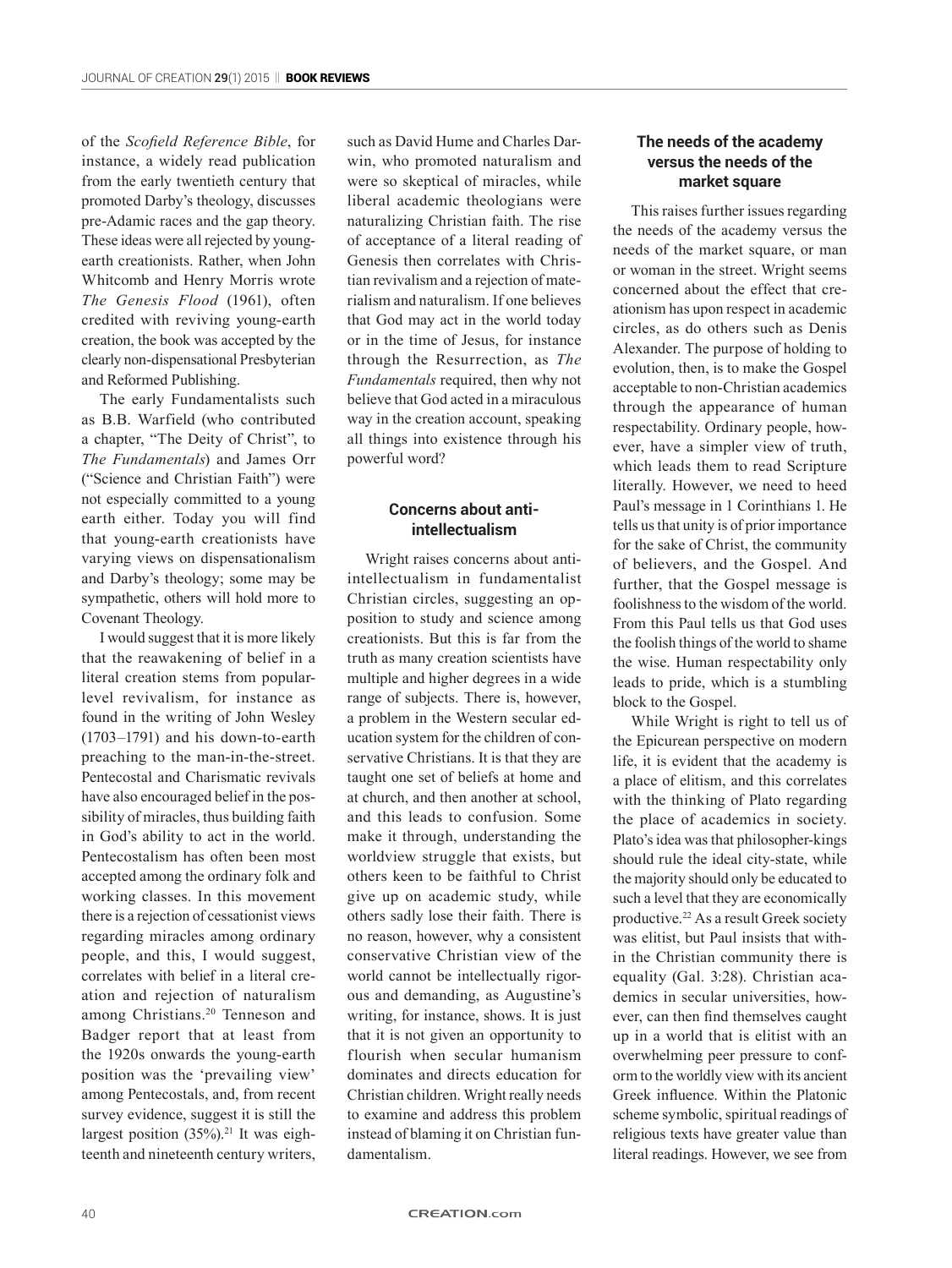of the *Scofield Reference Bible*, for instance, a widely read publication from the early twentieth century that promoted Darby's theology, discusses pre-Adamic races and the gap theory. These ideas were all rejected by young-earth creationists. Rather, when John Whitcomb and Henry Morris wrote *The Genesis Flood* (1961), often credited with reviving young-earth creation, the book was accepted by the clearly non-dispensational Presbyterian and Reformed Publishing.

The early Fundamentalists such as B.B. Warfield (who contributed a chapter, "The Deity of Christ", to *The Fundamentals*) and James Orr ("Science and Christian Faith") were not especially committed to a young earth either. Today you will find that young-earth creationists have varying views on dispensationalism and Darby's theology; some may be sympathetic, others will hold more to Covenant Theology.

I would suggest that it is more likely that the reawakening of belief in a literal creation stems from popular-level revivalism, for instance as found in the writing of John Wesley (1703–1791) and his down-to-earth preaching to the man-in-the-street. Pentecostal and Charismatic revivals have also encouraged belief in the possibility of miracles, thus building faith in God's ability to act in the world. Pentecostalism has often been most accepted among the ordinary folk and working classes. In this movement there is a rejection of cessationist views regarding miracles among ordinary people, and this, I would suggest, correlates with belief in a literal creation and rejection of naturalism among Christians.[20] Tenneson and Badger report that at least from the 1920s onwards the young-earth position was the 'prevailing view' among Pentecostals, and, from recent survey evidence, suggest it is still the largest position (35%).[21] It was eighteenth and nineteenth century writers, such as David Hume and Charles Darwin, who promoted naturalism and were so skeptical of miracles, while liberal academic theologians were naturalizing Christian faith. The rise of acceptance of a literal reading of Genesis then correlates with Christian revivalism and a rejection of materialism and naturalism. If one believes that God may act in the world today or in the time of Jesus, for instance through the Resurrection, as *The Fundamentals* required, then why not believe that God acted in a miraculous way in the creation account, speaking all things into existence through his powerful word?

## Concerns about anti-intellectualism

Wright raises concerns about anti-intellectualism in fundamentalist Christian circles, suggesting an opposition to study and science among creationists. But this is far from the truth as many creation scientists have multiple and higher degrees in a wide range of subjects. There is, however, a problem in the Western secular education system for the children of conservative Christians. It is that they are taught one set of beliefs at home and at church, and then another at school, and this leads to confusion. Some make it through, understanding the worldview struggle that exists, but others keen to be faithful to Christ give up on academic study, while others sadly lose their faith. There is no reason, however, why a consistent conservative Christian view of the world cannot be intellectually rigorous and demanding, as Augustine's writing, for instance, shows. It is just that it is not given an opportunity to flourish when secular humanism dominates and directs education for Christian children. Wright really needs to examine and address this problem instead of blaming it on Christian fundamentalism.

## The needs of the academy versus the needs of the market square

This raises further issues regarding the needs of the academy versus the needs of the market square, or man or woman in the street. Wright seems concerned about the effect that creationism has upon respect in academic circles, as do others such as Denis Alexander. The purpose of holding to evolution, then, is to make the Gospel acceptable to non-Christian academics through the appearance of human respectability. Ordinary people, however, have a simpler view of truth, which leads them to read Scripture literally. However, we need to heed Paul's message in 1 Corinthians 1. He tells us that unity is of prior importance for the sake of Christ, the community of believers, and the Gospel. And further, that the Gospel message is foolishness to the wisdom of the world. From this Paul tells us that God uses the foolish things of the world to shame the wise. Human respectability only leads to pride, which is a stumbling block to the Gospel.

While Wright is right to tell us of the Epicurean perspective on modern life, it is evident that the academy is a place of elitism, and this correlates with the thinking of Plato regarding the place of academics in society. Plato's idea was that philosopher-kings should rule the ideal city-state, while the majority should only be educated to such a level that they are economically productive.[22] As a result Greek society was elitist, but Paul insists that within the Christian community there is equality (Gal. 3:28). Christian academics in secular universities, however, can then find themselves caught up in a world that is elitist with an overwhelming peer pressure to conform to the worldly view with its ancient Greek influence. Within the Platonic scheme symbolic, spiritual readings of religious texts have greater value than literal readings. However, we see from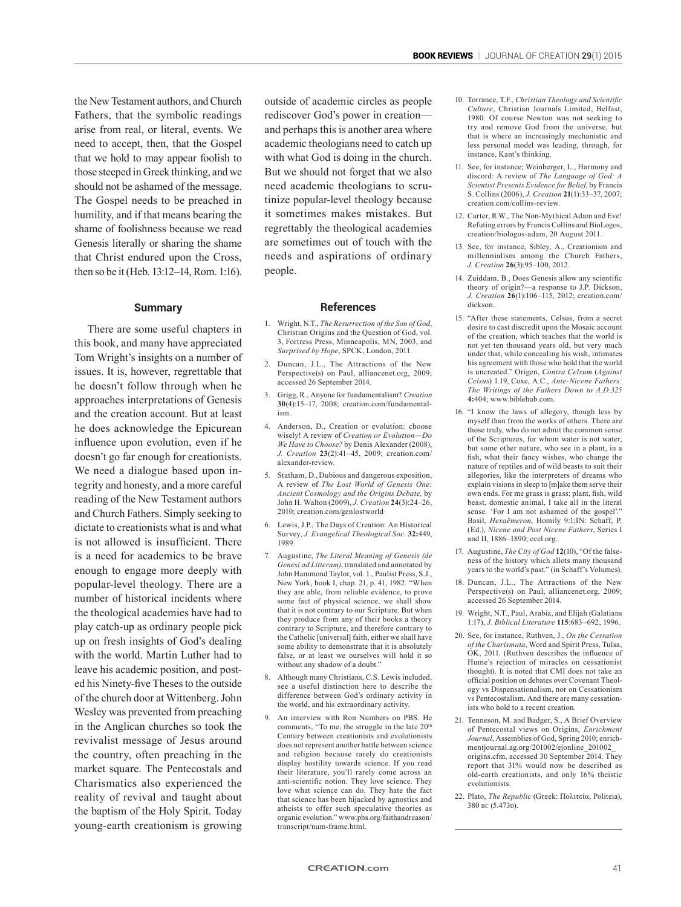the New Testament authors, and Church Fathers, that the symbolic readings arise from real, or literal, events. We need to accept, then, that the Gospel that we hold to may appear foolish to those steeped in Greek thinking, and we should not be ashamed of the message. The Gospel needs to be preached in humility, and if that means bearing the shame of foolishness because we read Genesis literally or sharing the shame that Christ endured upon the Cross, then so be it (Heb. 13:12–14, Rom. 1:16).

## Summary

There are some useful chapters in this book, and many have appreciated Tom Wright's insights on a number of issues. It is, however, regrettable that he doesn't follow through when he approaches interpretations of Genesis and the creation account. But at least he does acknowledge the Epicurean influence upon evolution, even if he doesn't go far enough for creationists. We need a dialogue based upon integrity and honesty, and a more careful reading of the New Testament authors and Church Fathers. Simply seeking to dictate to creationists what is and what is not allowed is insufficient. There is a need for academics to be brave enough to engage more deeply with popular-level theology. There are a number of historical incidents where the theological academies have had to play catch-up as ordinary people pick up on fresh insights of God's dealing with the world. Martin Luther had to leave his academic position, and posted his Ninety-five Theses to the outside of the church door at Wittenberg. John Wesley was prevented from preaching in the Anglican churches so took the revivalist message of Jesus around the country, often preaching in the market square. The Pentecostals and Charismatics also experienced the reality of revival and taught about the baptism of the Holy Spirit. Today young-earth creationism is growing outside of academic circles as people rediscover God's power in creation—and perhaps this is another area where academic theologians need to catch up with what God is doing in the church. But we should not forget that we also need academic theologians to scrutinize popular-level theology because it sometimes makes mistakes. But regrettably the theological academies are sometimes out of touch with the needs and aspirations of ordinary people.

## References

1. Wright, N.T., *The Resurrection of the Son of God*, Christian Origins and the Question of God, vol. 3, Fortress Press, Minneapolis, MN, 2003, and *Surprised by Hope*, SPCK, London, 2011.
2. Duncan, J.L., The Attractions of the New Perspective(s) on Paul, alliancenet.org, 2009; accessed 26 September 2014.
3. Grigg, R., Anyone for fundamentalism? *Creation* **30**(4):15–17, 2008; creation.com/fundamentalism.
4. Anderson, D., Creation or evolution: choose wisely! A review of *Creation or Evolution—Do We Have to Choose?* by Denis Alexander (2008), *J. Creation* **23**(2):41–45, 2009; creation.com/alexander-review.
5. Statham, D., Dubious and dangerous exposition, A review of *The Lost World of Genesis One: Ancient Cosmology and the Origins Debate,* by John H. Walton (2009), *J. Creation* **24**(3):24–26, 2010; creation.com/genlostworld
6. Lewis, J.P., The Days of Creation: An Historical Survey, *J. Evangelical Theological Soc.* **32:**449, 1989.
7. Augustine, *The Literal Meaning of Genesis (de Genesi ad Litteram)*, translated and annotated by John Hammond Taylor, vol. 1., Paulist Press, S.J., New York, book I, chap. 21, p. 41, 1982. "When they are able, from reliable evidence, to prove some fact of physical science, we shall show that it is not contrary to our Scripture. But when they produce from any of their books a theory contrary to Scripture, and therefore contrary to the Catholic [universal] faith, either we shall have some ability to demonstrate that it is absolutely false, or at least we ourselves will hold it so without any shadow of a doubt."
8. Although many Christians, C.S. Lewis included, see a useful distinction here to describe the difference between God's ordinary activity in the world, and his extraordinary activity.
9. An interview with Ron Numbers on PBS. He comments, "To me, the struggle in the late 20th Century between creationists and evolutionists does not represent another battle between science and religion because rarely do creationists display hostility towards science. If you read their literature, you'll rarely come across an anti-scientific notion. They love science. They love what science can do. They hate the fact that science has been hijacked by agnostics and atheists to offer such speculative theories as organic evolution." www.pbs.org/faithandreason/transcript/num-frame.html.
10. Torrance, T.F., *Christian Theology and Scientific Culture*, Christian Journals Limited, Belfast, 1980. Of course Newton was not seeking to try and remove God from the universe, but that is where an increasingly mechanistic and less personal model was leading, through, for instance, Kant's thinking.
11. See, for instance; Weinberger, L., Harmony and discord: A review of *The Language of God: A Scientist Presents Evidence for Belief*, by Francis S. Collins (2006), *J. Creation* **21**(1):33–37, 2007; creation.com/collins-review.
12. Carter, R.W., The Non-Mythical Adam and Eve! Refuting errors by Francis Collins and BioLogos, creation/biologos-adam, 20 August 2011.
13. See, for instance, Sibley, A., Creationism and millennialism among the Church Fathers, *J. Creation* **26**(3):95–100, 2012.
14. Zuiddam, B., Does Genesis allow any scientific theory of origin?—a response to J.P. Dickson, *J. Creation* **26**(1):106–115, 2012; creation.com/dickson.
15. "After these statements, Celsus, from a secret desire to cast discredit upon the Mosaic account of the creation, which teaches that the world is not yet ten thousand years old, but very much under that, while concealing his wish, intimates his agreement with those who hold that the world is uncreated." Origen, *Contra Celsum* (*Against Celsus*) 1.19, Coxe, A.C., *Ante-Nicene Fathers: The Writings of the Fathers Down to A.D.325* **4:**404; www.biblehub.com.
16. "I know the laws of allegory, though less by myself than from the works of others. There are those truly, who do not admit the common sense of the Scriptures, for whom water is not water, but some other nature, who see in a plant, in a fish, what their fancy wishes, who change the nature of reptiles and of wild beasts to suit their allegories, like the interpreters of dreams who explain visions in sleep to [m]ake them serve their own ends. For me grass is grass; plant, fish, wild beast, domestic animal, I take all in the literal sense. 'For I am not ashamed of the gospel'." Basil, *Hexaëmeron*, Homily 9:1;IN: Schaff, P. (Ed.), *Nicene and Post Nicene Fathers*, Series I and II, 1886–1890; ccel.org.
17. Augustine, *The City of God* **12**(10), "Of the falseness of the history which allots many thousand years to the world's past." (in Schaff's Volumes).
18. Duncan, J.L., The Attractions of the New Perspective(s) on Paul, alliancenet.org, 2009; accessed 26 September 2014.
19. Wright, N.T., Paul, Arabia, and Elijah (Galatians 1:17), *J. Biblical Literature* **115**:683–692, 1996.
20. See, for instance, Ruthven, J., *On the Cessation of the Charismata*, Word and Spirit Press, Tulsa, OK, 2011. (Ruthven describes the influence of Hume's rejection of miracles on cessationist thought). It is noted that CMI does not take an official position on debates over Covenant Theology vs Dispensationalism, nor on Cessationism vs Pentecostalism. And there are many cessationists who hold to a recent creation.
21. Tenneson, M. and Badger, S., A Brief Overview of Pentecostal views on Origins, *Enrichment Journal*, Assemblies of God, Spring 2010; enrichmentjournal.ag.org/201002/ejonline_201002_origins.cfm, accessed 30 September 2014. They report that 31% would now be described as old-earth creationists, and only 16% theistic evolutionists.
22. Plato, *The Republic* (Greek: Πολιτεία, Politeia), 380 BC (5.473D).